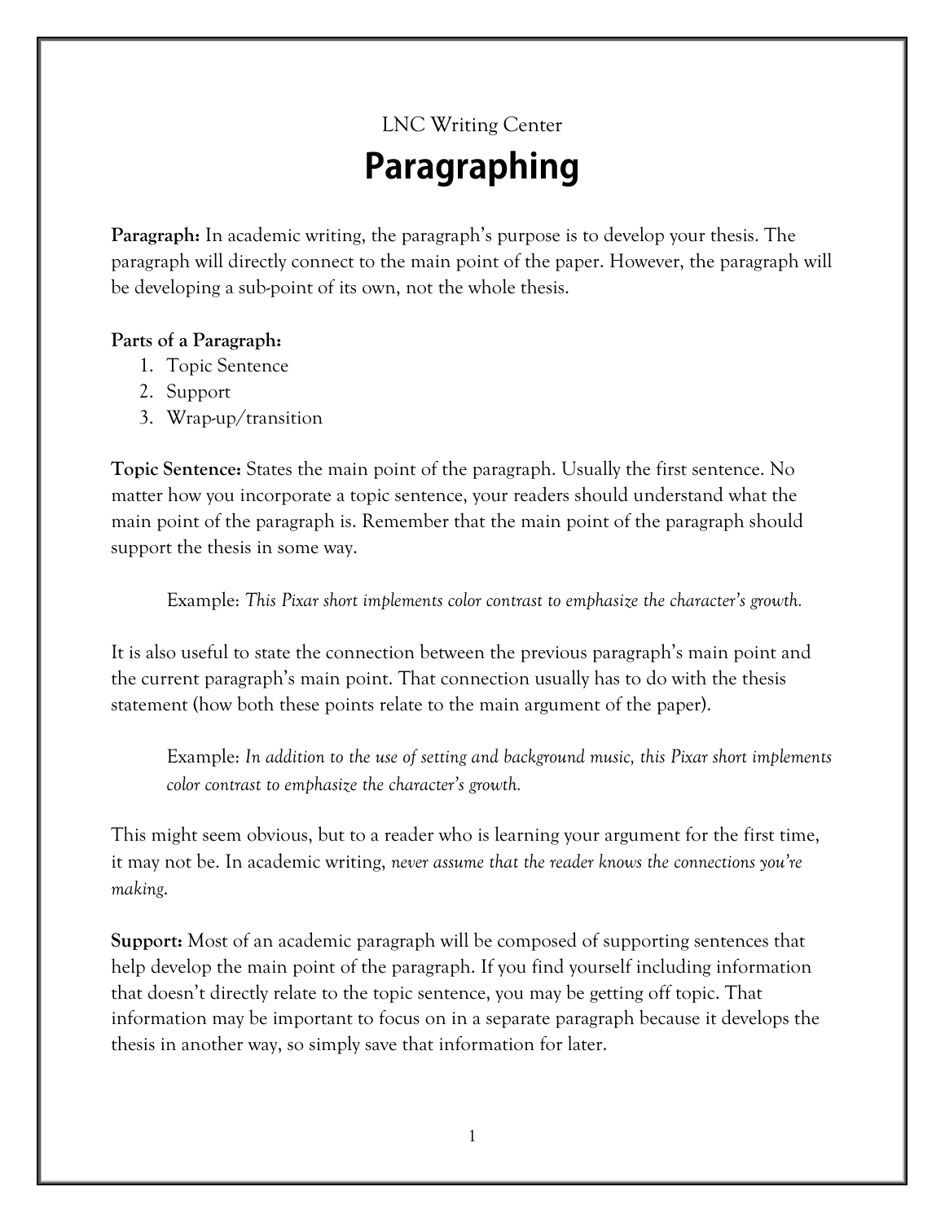LNC Writing Center

# Paragraphing

**Paragraph:** In academic writing, the paragraph's purpose is to develop your thesis. The paragraph will directly connect to the main point of the paper. However, the paragraph will be developing a sub-point of its own, not the whole thesis.

**Parts of a Paragraph:**

1. Topic Sentence
2. Support
3. Wrap-up/transition

**Topic Sentence:** States the main point of the paragraph. Usually the first sentence. No matter how you incorporate a topic sentence, your readers should understand what the main point of the paragraph is. Remember that the main point of the paragraph should support the thesis in some way.

> Example: *This Pixar short implements color contrast to emphasize the character's growth.*

It is also useful to state the connection between the previous paragraph's main point and the current paragraph's main point. That connection usually has to do with the thesis statement (how both these points relate to the main argument of the paper).

> Example: *In addition to the use of setting and background music, this Pixar short implements color contrast to emphasize the character's growth.*

This might seem obvious, but to a reader who is learning your argument for the first time, it may not be. In academic writing, *never assume that the reader knows the connections you're making.*

**Support:** Most of an academic paragraph will be composed of supporting sentences that help develop the main point of the paragraph. If you find yourself including information that doesn't directly relate to the topic sentence, you may be getting off topic. That information may be important to focus on in a separate paragraph because it develops the thesis in another way, so simply save that information for later.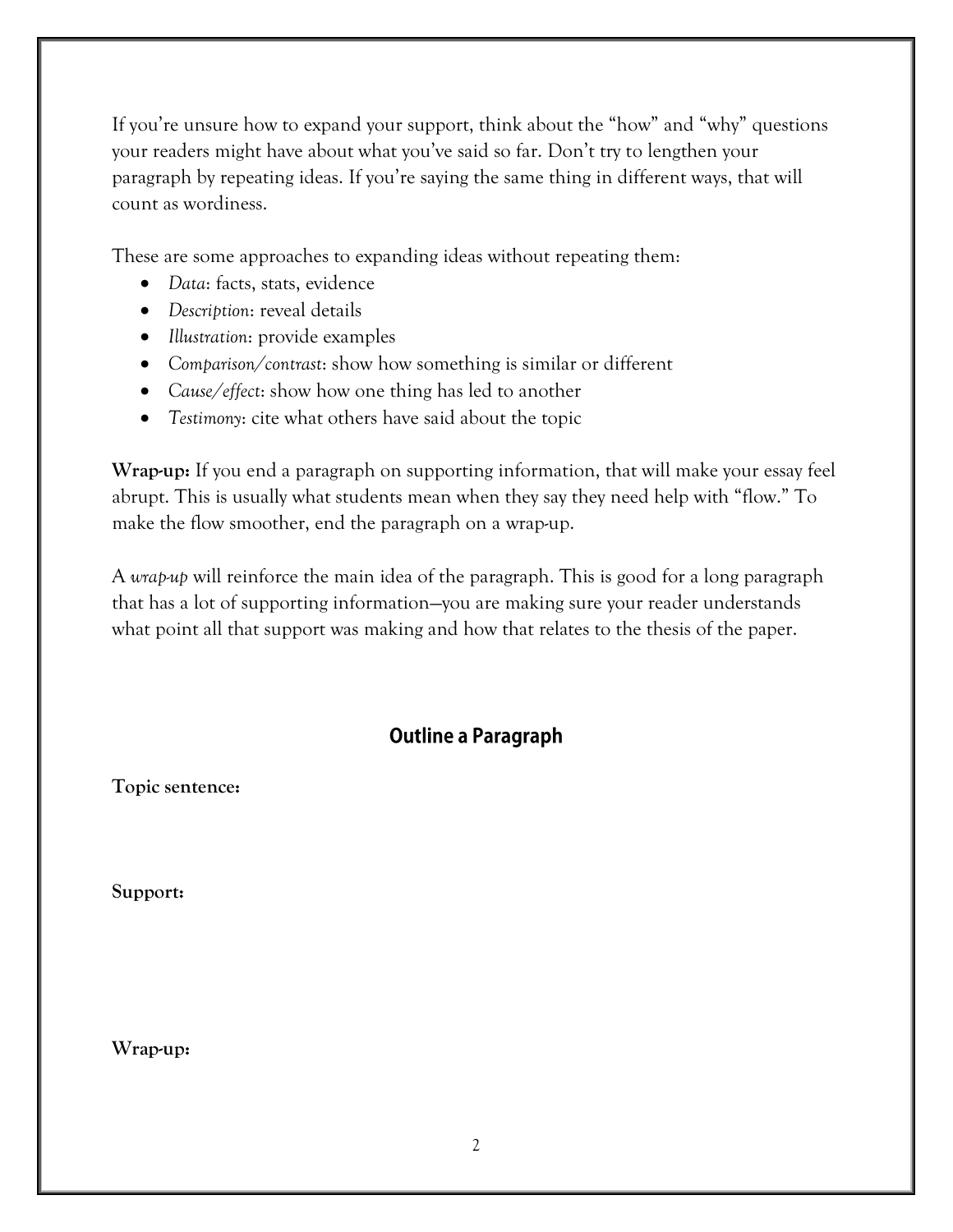If you're unsure how to expand your support, think about the "how" and "why" questions your readers might have about what you've said so far. Don't try to lengthen your paragraph by repeating ideas. If you're saying the same thing in different ways, that will count as wordiness.

These are some approaches to expanding ideas without repeating them:

- *Data*: facts, stats, evidence
- *Description*: reveal details
- *Illustration*: provide examples
- *Comparison/contrast*: show how something is similar or different
- *Cause/effect*: show how one thing has led to another
- *Testimony*: cite what others have said about the topic

**Wrap-up:** If you end a paragraph on supporting information, that will make your essay feel abrupt. This is usually what students mean when they say they need help with "flow." To make the flow smoother, end the paragraph on a wrap-up.

A *wrap-up* will reinforce the main idea of the paragraph. This is good for a long paragraph that has a lot of supporting information—you are making sure your reader understands what point all that support was making and how that relates to the thesis of the paper.

## Outline a Paragraph

**Topic sentence:**

**Support:**

**Wrap-up:**